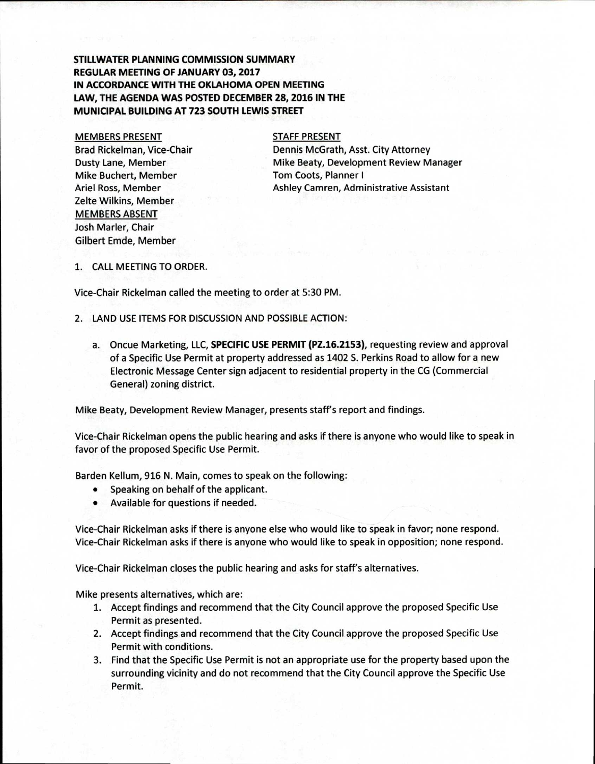**STILLWATER PLANNING COMMISSION SUMMARY**
**REGULAR MEETING OF JANUARY 03, 2017**
**IN ACCORDANCE WITH THE OKLAHOMA OPEN MEETING LAW, THE AGENDA WAS POSTED DECEMBER 28, 2016 IN THE MUNICIPAL BUILDING AT 723 SOUTH LEWIS STREET**

MEMBERS PRESENT
Brad Rickelman, Vice-Chair
Dusty Lane, Member
Mike Buchert, Member
Ariel Ross, Member
Zelte Wilkins, Member

MEMBERS ABSENT
Josh Marler, Chair
Gilbert Emde, Member

STAFF PRESENT
Dennis McGrath, Asst. City Attorney
Mike Beaty, Development Review Manager
Tom Coots, Planner I
Ashley Camren, Administrative Assistant

1. CALL MEETING TO ORDER.

Vice-Chair Rickelman called the meeting to order at 5:30 PM.

2. LAND USE ITEMS FOR DISCUSSION AND POSSIBLE ACTION:

   a. Oncue Marketing, LLC, **SPECIFIC USE PERMIT (PZ.16.2153)**, requesting review and approval of a Specific Use Permit at property addressed as 1402 S. Perkins Road to allow for a new Electronic Message Center sign adjacent to residential property in the CG (Commercial General) zoning district.

Mike Beaty, Development Review Manager, presents staff's report and findings.

Vice-Chair Rickelman opens the public hearing and asks if there is anyone who would like to speak in favor of the proposed Specific Use Permit.

Barden Kellum, 916 N. Main, comes to speak on the following:

- Speaking on behalf of the applicant.
- Available for questions if needed.

Vice-Chair Rickelman asks if there is anyone else who would like to speak in favor; none respond.
Vice-Chair Rickelman asks if there is anyone who would like to speak in opposition; none respond.

Vice-Chair Rickelman closes the public hearing and asks for staff's alternatives.

Mike presents alternatives, which are:

1. Accept findings and recommend that the City Council approve the proposed Specific Use Permit as presented.
2. Accept findings and recommend that the City Council approve the proposed Specific Use Permit with conditions.
3. Find that the Specific Use Permit is not an appropriate use for the property based upon the surrounding vicinity and do not recommend that the City Council approve the Specific Use Permit.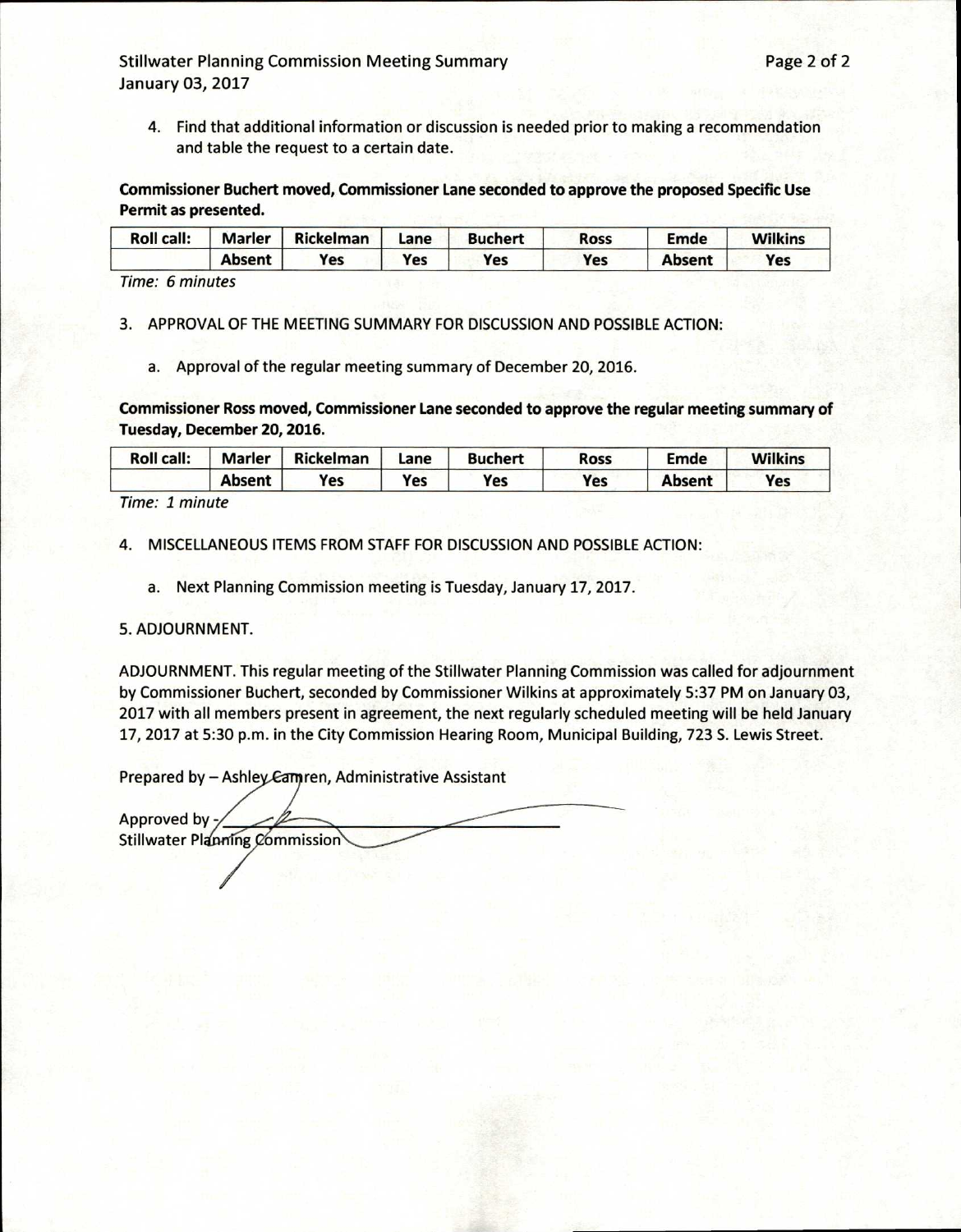4. Find that additional information or discussion is needed prior to making a recommendation and table the request to a certain date.

**Commissioner Buchert moved, Commissioner Lane seconded to approve the proposed Specific Use Permit as presented.**

| Roll call: | Marler | Rickelman | Lane | Buchert | Ross | Emde | Wilkins |
|---|---|---|---|---|---|---|---|
| | Absent | Yes | Yes | Yes | Yes | Absent | Yes |

*Time: 6 minutes*

3. APPROVAL OF THE MEETING SUMMARY FOR DISCUSSION AND POSSIBLE ACTION:

   a. Approval of the regular meeting summary of December 20, 2016.

**Commissioner Ross moved, Commissioner Lane seconded to approve the regular meeting summary of Tuesday, December 20, 2016.**

| Roll call: | Marler | Rickelman | Lane | Buchert | Ross | Emde | Wilkins |
|---|---|---|---|---|---|---|---|
| | Absent | Yes | Yes | Yes | Yes | Absent | Yes |

*Time: 1 minute*

4. MISCELLANEOUS ITEMS FROM STAFF FOR DISCUSSION AND POSSIBLE ACTION:

   a. Next Planning Commission meeting is Tuesday, January 17, 2017.

5. ADJOURNMENT.

ADJOURNMENT. This regular meeting of the Stillwater Planning Commission was called for adjournment by Commissioner Buchert, seconded by Commissioner Wilkins at approximately 5:37 PM on January 03, 2017 with all members present in agreement, the next regularly scheduled meeting will be held January 17, 2017 at 5:30 p.m. in the City Commission Hearing Room, Municipal Building, 723 S. Lewis Street.

Prepared by – Ashley Camren, Administrative Assistant

Approved by – ______________________________
Stillwater Planning Commission